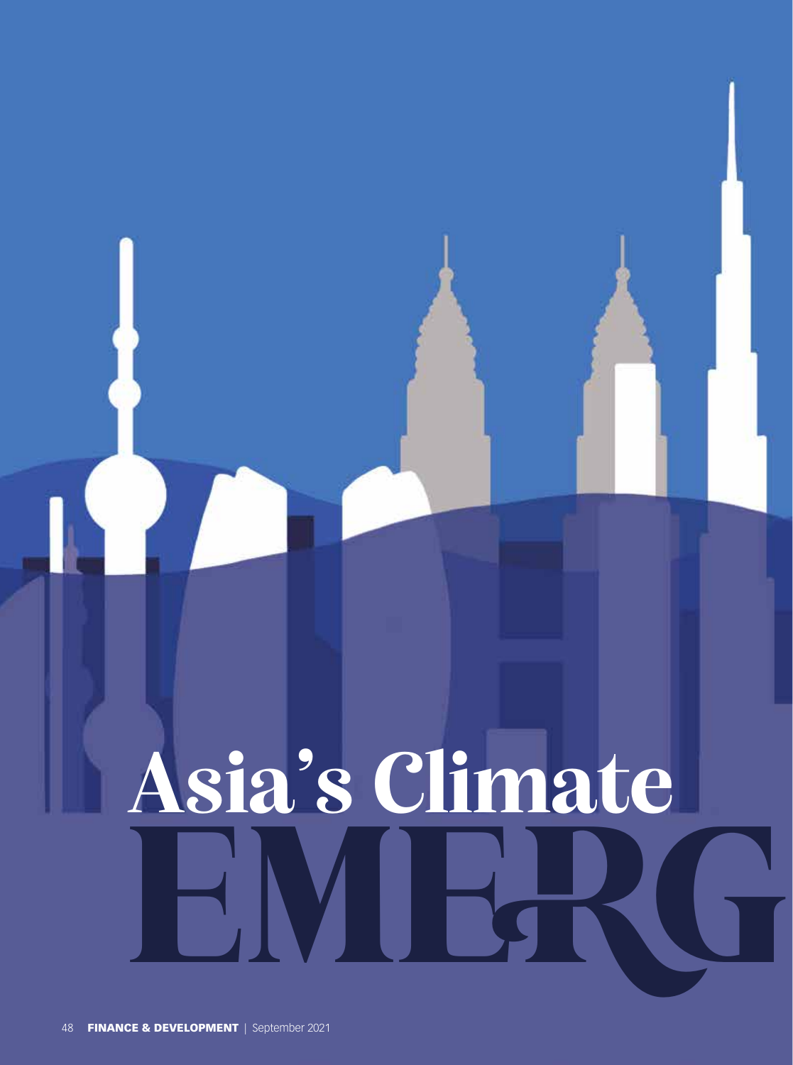# Asia's Climate EMERG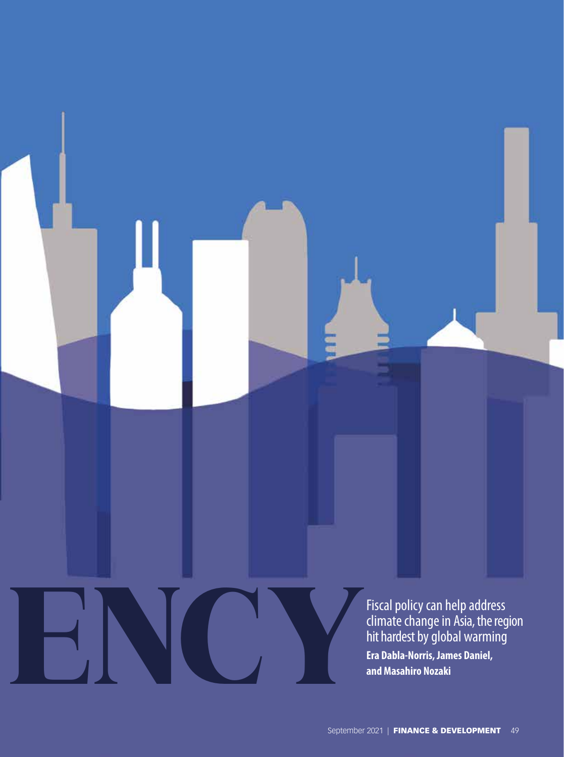# ENCY

Fiscal policy can help address climate change in Asia, the region hit hardest by global warming

**Era Dabla-Norris, James Daniel, and Masahiro Nozaki**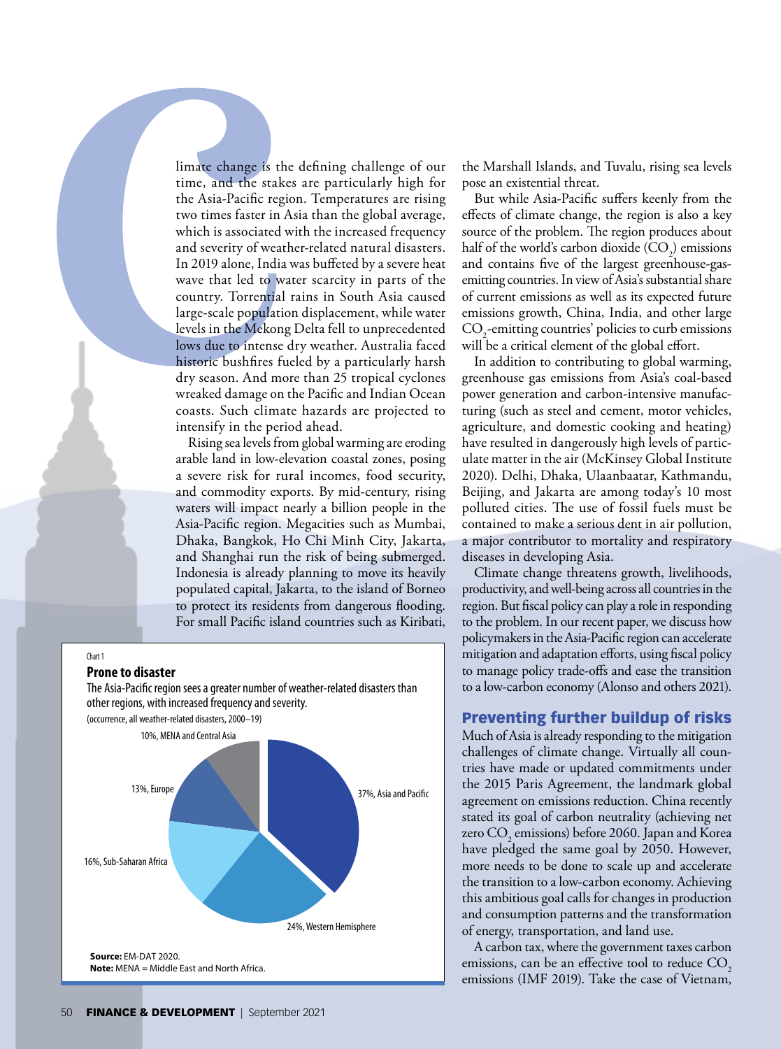Climate change is the defining challenge of our time, and the stakes are particularly high for the Asia-Pacific region. Temperatures are rising two times faster in Asia than the global average, which is associated with the increased frequency and severity of weather-related natural disasters. In 2019 alone, India was buffeted by a severe heat wave that led to water scarcity in parts of the country. Torrential rains in South Asia caused large-scale population displacement, while water levels in the Mekong Delta fell to unprecedented lows due to intense dry weather. Australia faced historic bushfires fueled by a particularly harsh dry season. And more than 25 tropical cyclones wreaked damage on the Pacific and Indian Ocean coasts. Such climate hazards are projected to intensify in the period ahead.

Rising sea levels from global warming are eroding arable land in low-elevation coastal zones, posing a severe risk for rural incomes, food security, and commodity exports. By mid-century, rising waters will impact nearly a billion people in the Asia-Pacific region. Megacities such as Mumbai, Dhaka, Bangkok, Ho Chi Minh City, Jakarta, and Shanghai run the risk of being submerged. Indonesia is already planning to move its heavily populated capital, Jakarta, to the island of Borneo to protect its residents from dangerous flooding. For small Pacific island countries such as Kiribati, the Marshall Islands, and Tuvalu, rising sea levels pose an existential threat.

But while Asia-Pacific suffers keenly from the effects of climate change, the region is also a key source of the problem. The region produces about half of the world's carbon dioxide ($CO_2$) emissions and contains five of the largest greenhouse-gas-emitting countries. In view of Asia's substantial share of current emissions as well as its expected future emissions growth, China, India, and other large $CO_2$-emitting countries' policies to curb emissions will be a critical element of the global effort.

In addition to contributing to global warming, greenhouse gas emissions from Asia's coal-based power generation and carbon-intensive manufacturing (such as steel and cement, motor vehicles, agriculture, and domestic cooking and heating) have resulted in dangerously high levels of particulate matter in the air (McKinsey Global Institute 2020). Delhi, Dhaka, Ulaanbaatar, Kathmandu, Beijing, and Jakarta are among today's 10 most polluted cities. The use of fossil fuels must be contained to make a serious dent in air pollution, a major contributor to mortality and respiratory diseases in developing Asia.

Climate change threatens growth, livelihoods, productivity, and well-being across all countries in the region. But fiscal policy can play a role in responding to the problem. In our recent paper, we discuss how policymakers in the Asia-Pacific region can accelerate mitigation and adaptation efforts, using fiscal policy to manage policy trade-offs and ease the transition to a low-carbon economy (Alonso and others 2021).

Chart 1

**Prone to disaster**

The Asia-Pacific region sees a greater number of weather-related disasters than other regions, with increased frequency and severity.

(occurrence, all weather-related disasters, 2000–19)

| Region | Share |
|---|---|
| Asia and Pacific | 37% |
| Western Hemisphere | 24% |
| Sub-Saharan Africa | 16% |
| Europe | 13% |
| MENA and Central Asia | 10% |

**Source:** EM-DAT 2020.
**Note:** MENA = Middle East and North Africa.

## Preventing further buildup of risks

Much of Asia is already responding to the mitigation challenges of climate change. Virtually all countries have made or updated commitments under the 2015 Paris Agreement, the landmark global agreement on emissions reduction. China recently stated its goal of carbon neutrality (achieving net zero $CO_2$ emissions) before 2060. Japan and Korea have pledged the same goal by 2050. However, more needs to be done to scale up and accelerate the transition to a low-carbon economy. Achieving this ambitious goal calls for changes in production and consumption patterns and the transformation of energy, transportation, and land use.

A carbon tax, where the government taxes carbon emissions, can be an effective tool to reduce $CO_2$ emissions (IMF 2019). Take the case of Vietnam,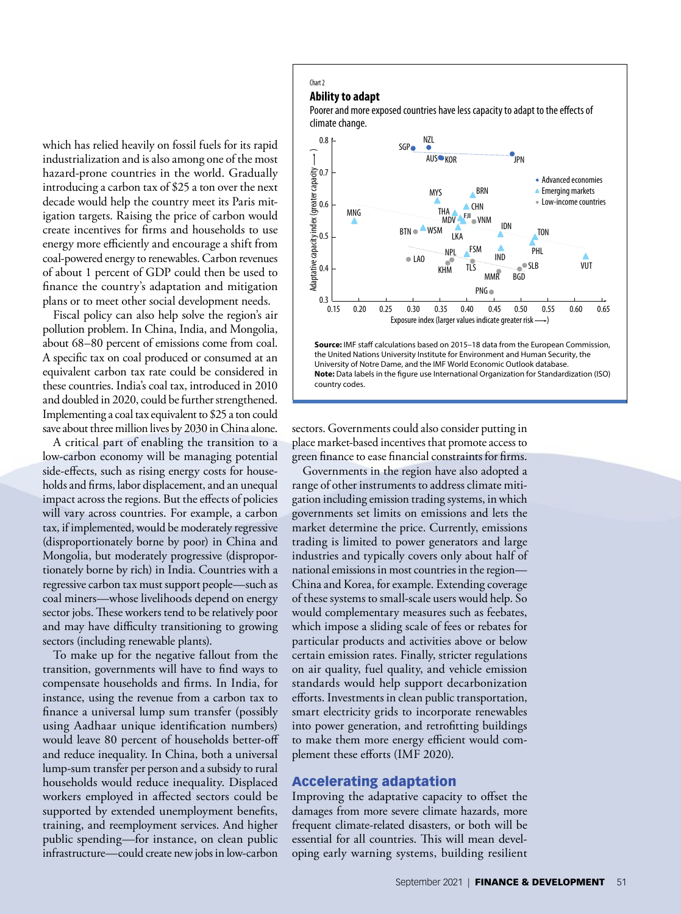which has relied heavily on fossil fuels for its rapid industrialization and is also among one of the most hazard-prone countries in the world. Gradually introducing a carbon tax of $25 a ton over the next decade would help the country meet its Paris mitigation targets. Raising the price of carbon would create incentives for firms and households to use energy more efficiently and encourage a shift from coal-powered energy to renewables. Carbon revenues of about 1 percent of GDP could then be used to finance the country's adaptation and mitigation plans or to meet other social development needs.

Fiscal policy can also help solve the region's air pollution problem. In China, India, and Mongolia, about 68–80 percent of emissions come from coal. A specific tax on coal produced or consumed at an equivalent carbon tax rate could be considered in these countries. India's coal tax, introduced in 2010 and doubled in 2020, could be further strengthened. Implementing a coal tax equivalent to $25 a ton could save about three million lives by 2030 in China alone.

A critical part of enabling the transition to a low-carbon economy will be managing potential side-effects, such as rising energy costs for households and firms, labor displacement, and an unequal impact across the regions. But the effects of policies will vary across countries. For example, a carbon tax, if implemented, would be moderately regressive (disproportionately borne by poor) in China and Mongolia, but moderately progressive (disproportionately borne by rich) in India. Countries with a regressive carbon tax must support people—such as coal miners—whose livelihoods depend on energy sector jobs. These workers tend to be relatively poor and may have difficulty transitioning to growing sectors (including renewable plants).

To make up for the negative fallout from the transition, governments will have to find ways to compensate households and firms. In India, for instance, using the revenue from a carbon tax to finance a universal lump sum transfer (possibly using Aadhaar unique identification numbers) would leave 80 percent of households better-off and reduce inequality. In China, both a universal lump-sum transfer per person and a subsidy to rural households would reduce inequality. Displaced workers employed in affected sectors could be supported by extended unemployment benefits, training, and reemployment services. And higher public spending—for instance, on clean public infrastructure—could create new jobs in low-carbon sectors. Governments could also consider putting in place market-based incentives that promote access to green finance to ease financial constraints for firms.

Governments in the region have also adopted a range of other instruments to address climate mitigation including emission trading systems, in which governments set limits on emissions and lets the market determine the price. Currently, emissions trading is limited to power generators and large industries and typically covers only about half of national emissions in most countries in the region—China and Korea, for example. Extending coverage of these systems to small-scale users would help. So would complementary measures such as feebates, which impose a sliding scale of fees or rebates for particular products and activities above or below certain emission rates. Finally, stricter regulations on air quality, fuel quality, and vehicle emission standards would help support decarbonization efforts. Investments in clean public transportation, smart electricity grids to incorporate renewables into power generation, and retrofitting buildings to make them more energy efficient would complement these efforts (IMF 2020).

Chart 2

**Ability to adapt**

Poorer and more exposed countries have less capacity to adapt to the effects of climate change.

**Source:** IMF staff calculations based on 2015–18 data from the European Commission, the United Nations University Institute for Environment and Human Security, the University of Notre Dame, and the IMF World Economic Outlook database.
**Note:** Data labels in the figure use International Organization for Standardization (ISO) country codes.

## Accelerating adaptation

Improving the adaptative capacity to offset the damages from more severe climate hazards, more frequent climate-related disasters, or both will be essential for all countries. This will mean developing early warning systems, building resilient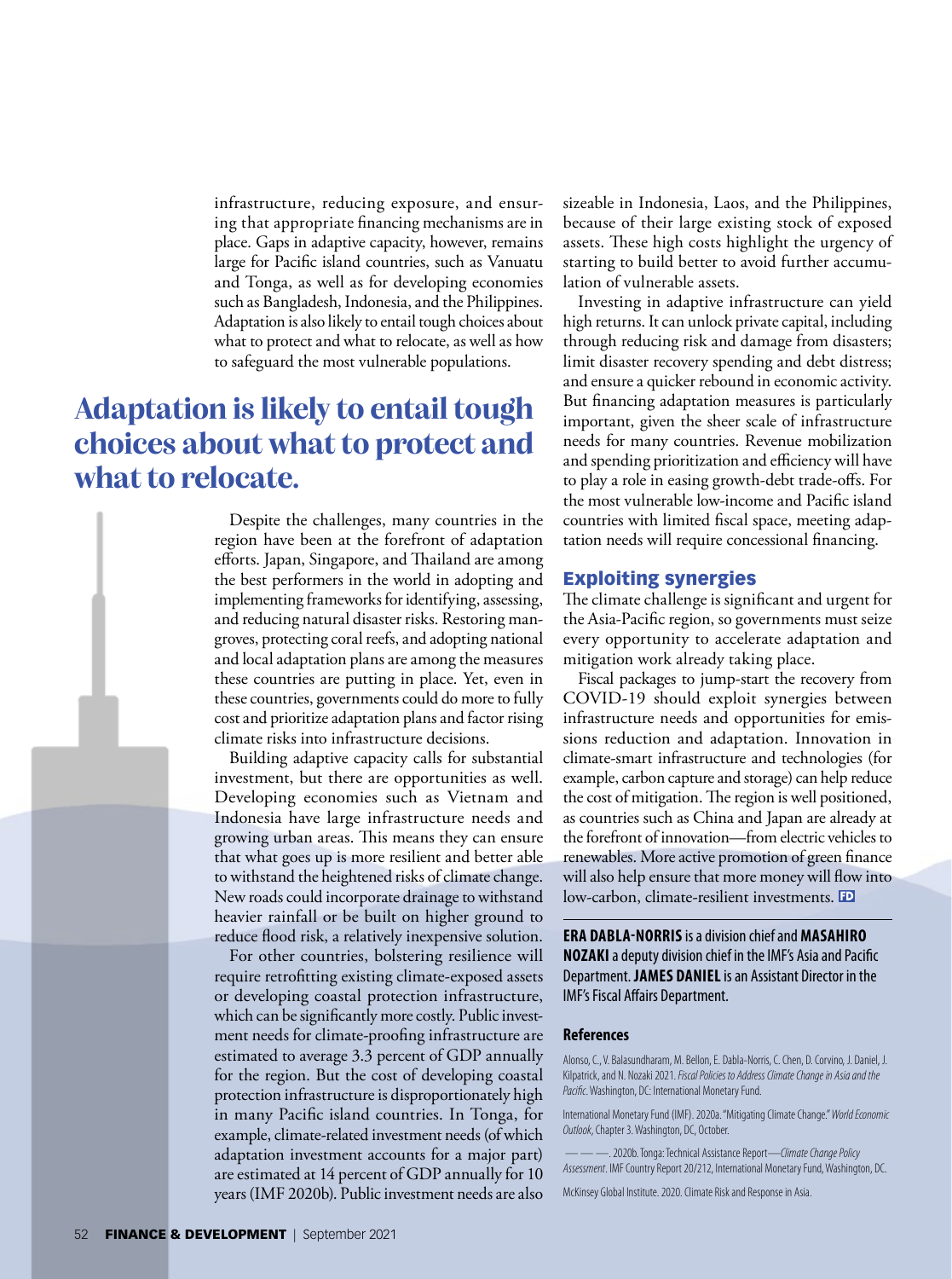infrastructure, reducing exposure, and ensuring that appropriate financing mechanisms are in place. Gaps in adaptive capacity, however, remains large for Pacific island countries, such as Vanuatu and Tonga, as well as for developing economies such as Bangladesh, Indonesia, and the Philippines. Adaptation is also likely to entail tough choices about what to protect and what to relocate, as well as how to safeguard the most vulnerable populations.

**Adaptation is likely to entail tough choices about what to protect and what to relocate.**

Despite the challenges, many countries in the region have been at the forefront of adaptation efforts. Japan, Singapore, and Thailand are among the best performers in the world in adopting and implementing frameworks for identifying, assessing, and reducing natural disaster risks. Restoring mangroves, protecting coral reefs, and adopting national and local adaptation plans are among the measures these countries are putting in place. Yet, even in these countries, governments could do more to fully cost and prioritize adaptation plans and factor rising climate risks into infrastructure decisions.

Building adaptive capacity calls for substantial investment, but there are opportunities as well. Developing economies such as Vietnam and Indonesia have large infrastructure needs and growing urban areas. This means they can ensure that what goes up is more resilient and better able to withstand the heightened risks of climate change. New roads could incorporate drainage to withstand heavier rainfall or be built on higher ground to reduce flood risk, a relatively inexpensive solution.

For other countries, bolstering resilience will require retrofitting existing climate-exposed assets or developing coastal protection infrastructure, which can be significantly more costly. Public investment needs for climate-proofing infrastructure are estimated to average 3.3 percent of GDP annually for the region. But the cost of developing coastal protection infrastructure is disproportionately high in many Pacific island countries. In Tonga, for example, climate-related investment needs (of which adaptation investment accounts for a major part) are estimated at 14 percent of GDP annually for 10 years (IMF 2020b). Public investment needs are also sizeable in Indonesia, Laos, and the Philippines, because of their large existing stock of exposed assets. These high costs highlight the urgency of starting to build better to avoid further accumulation of vulnerable assets.

Investing in adaptive infrastructure can yield high returns. It can unlock private capital, including through reducing risk and damage from disasters; limit disaster recovery spending and debt distress; and ensure a quicker rebound in economic activity. But financing adaptation measures is particularly important, given the sheer scale of infrastructure needs for many countries. Revenue mobilization and spending prioritization and efficiency will have to play a role in easing growth-debt trade-offs. For the most vulnerable low-income and Pacific island countries with limited fiscal space, meeting adaptation needs will require concessional financing.

## Exploiting synergies

The climate challenge is significant and urgent for the Asia-Pacific region, so governments must seize every opportunity to accelerate adaptation and mitigation work already taking place.

Fiscal packages to jump-start the recovery from COVID-19 should exploit synergies between infrastructure needs and opportunities for emissions reduction and adaptation. Innovation in climate-smart infrastructure and technologies (for example, carbon capture and storage) can help reduce the cost of mitigation. The region is well positioned, as countries such as China and Japan are already at the forefront of innovation—from electric vehicles to renewables. More active promotion of green finance will also help ensure that more money will flow into low-carbon, climate-resilient investments. FD

**ERA DABLA-NORRIS** is a division chief and **MASAHIRO NOZAKI** a deputy division chief in the IMF's Asia and Pacific Department. **JAMES DANIEL** is an Assistant Director in the IMF's Fiscal Affairs Department.

### References

Alonso, C., V. Balasundharam, M. Bellon, E. Dabla-Norris, C. Chen, D. Corvino, J. Daniel, J. Kilpatrick, and N. Nozaki 2021. *Fiscal Policies to Address Climate Change in Asia and the Pacific*. Washington, DC: International Monetary Fund.

International Monetary Fund (IMF). 2020a. "Mitigating Climate Change." *World Economic Outlook*, Chapter 3. Washington, DC, October.

———. 2020b. Tonga: Technical Assistance Report—*Climate Change Policy Assessment*. IMF Country Report 20/212, International Monetary Fund, Washington, DC.

McKinsey Global Institute. 2020. Climate Risk and Response in Asia.